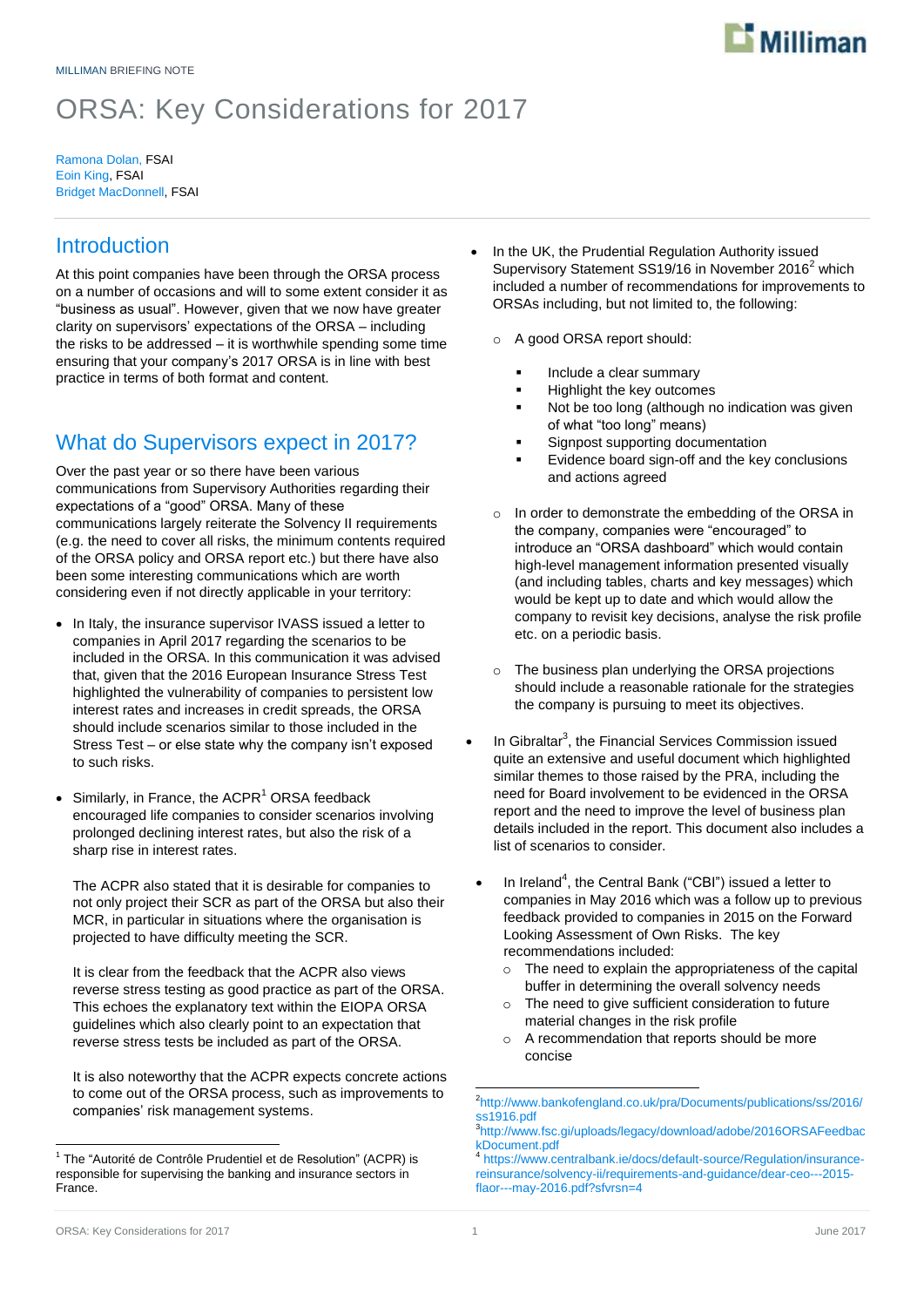MILLIMAN BRIEFING NOTE

# ORSA: Key Considerations for 2017

Ramona Dolan, FSAI
Eoin King, FSAI
Bridget MacDonnell, FSAI

## Introduction

At this point companies have been through the ORSA process on a number of occasions and will to some extent consider it as "business as usual". However, given that we now have greater clarity on supervisors' expectations of the ORSA – including the risks to be addressed – it is worthwhile spending some time ensuring that your company's 2017 ORSA is in line with best practice in terms of both format and content.

## What do Supervisors expect in 2017?

Over the past year or so there have been various communications from Supervisory Authorities regarding their expectations of a "good" ORSA. Many of these communications largely reiterate the Solvency II requirements (e.g. the need to cover all risks, the minimum contents required of the ORSA policy and ORSA report etc.) but there have also been some interesting communications which are worth considering even if not directly applicable in your territory:

- In Italy, the insurance supervisor IVASS issued a letter to companies in April 2017 regarding the scenarios to be included in the ORSA. In this communication it was advised that, given that the 2016 European Insurance Stress Test highlighted the vulnerability of companies to persistent low interest rates and increases in credit spreads, the ORSA should include scenarios similar to those included in the Stress Test – or else state why the company isn't exposed to such risks.

- Similarly, in France, the ACPR[1] ORSA feedback encouraged life companies to consider scenarios involving prolonged declining interest rates, but also the risk of a sharp rise in interest rates.

  The ACPR also stated that it is desirable for companies to not only project their SCR as part of the ORSA but also their MCR, in particular in situations where the organisation is projected to have difficulty meeting the SCR.

  It is clear from the feedback that the ACPR also views reverse stress testing as good practice as part of the ORSA. This echoes the explanatory text within the EIOPA ORSA guidelines which also clearly point to an expectation that reverse stress tests be included as part of the ORSA.

  It is also noteworthy that the ACPR expects concrete actions to come out of the ORSA process, such as improvements to companies' risk management systems.

- In the UK, the Prudential Regulation Authority issued Supervisory Statement SS19/16 in November 2016[2] which included a number of recommendations for improvements to ORSAs including, but not limited to, the following:

  - A good ORSA report should:
    - Include a clear summary
    - Highlight the key outcomes
    - Not be too long (although no indication was given of what "too long" means)
    - Signpost supporting documentation
    - Evidence board sign-off and the key conclusions and actions agreed

  - In order to demonstrate the embedding of the ORSA in the company, companies were "encouraged" to introduce an "ORSA dashboard" which would contain high-level management information presented visually (and including tables, charts and key messages) which would be kept up to date and which would allow the company to revisit key decisions, analyse the risk profile etc. on a periodic basis.

  - The business plan underlying the ORSA projections should include a reasonable rationale for the strategies the company is pursuing to meet its objectives.

- In Gibraltar[3], the Financial Services Commission issued quite an extensive and useful document which highlighted similar themes to those raised by the PRA, including the need for Board involvement to be evidenced in the ORSA report and the need to improve the level of business plan details included in the report. This document also includes a list of scenarios to consider.

- In Ireland[4], the Central Bank ("CBI") issued a letter to companies in May 2016 which was a follow up to previous feedback provided to companies in 2015 on the Forward Looking Assessment of Own Risks. The key recommendations included:
  - The need to explain the appropriateness of the capital buffer in determining the overall solvency needs
  - The need to give sufficient consideration to future material changes in the risk profile
  - A recommendation that reports should be more concise

---

[1] The "Autorité de Contrôle Prudentiel et de Resolution" (ACPR) is responsible for supervising the banking and insurance sectors in France.

[2] http://www.bankofengland.co.uk/pra/Documents/publications/ss/2016/ss1916.pdf

[3] http://www.fsc.gi/uploads/legacy/download/adobe/2016ORSAFeedbackDocument.pdf

[4] https://www.centralbank.ie/docs/default-source/Regulation/insurance-reinsurance/solvency-ii/requirements-and-guidance/dear-ceo---2015-flaor---may-2016.pdf?sfvrsn=4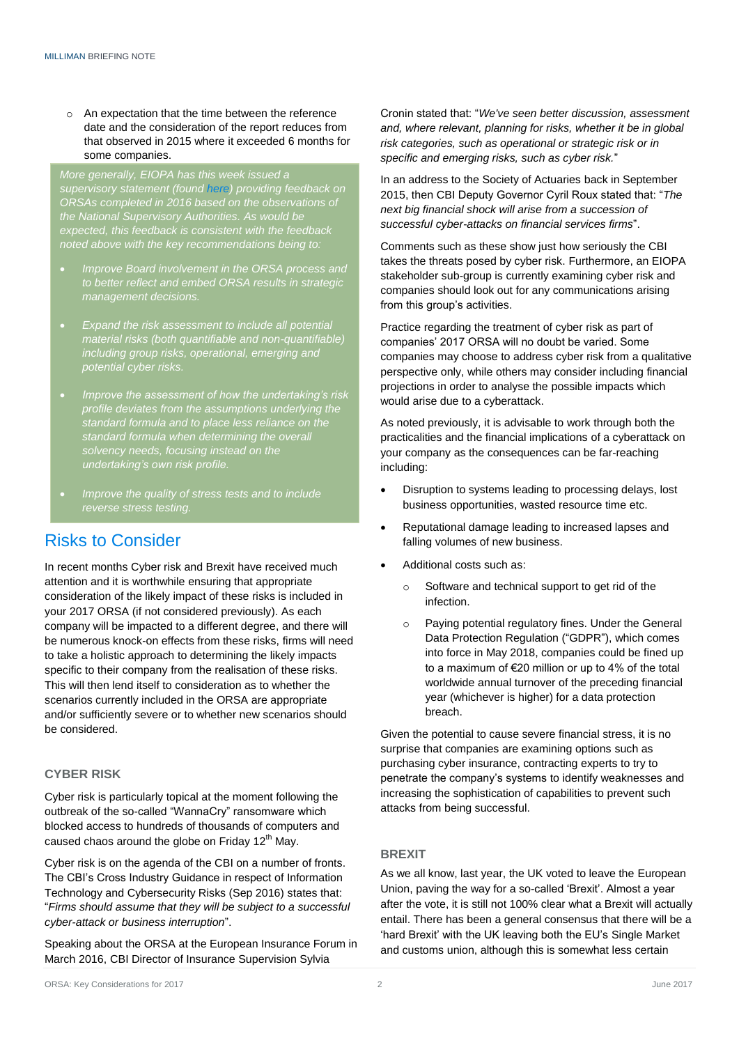- An expectation that the time between the reference date and the consideration of the report reduces from that observed in 2015 where it exceeded 6 months for some companies.

*More generally, EIOPA has this week issued a supervisory statement (found here) providing feedback on ORSAs completed in 2016 based on the observations of the National Supervisory Authorities. As would be expected, this feedback is consistent with the feedback noted above with the key recommendations being to:*

- *Improve Board involvement in the ORSA process and to better reflect and embed ORSA results in strategic management decisions.*
- *Expand the risk assessment to include all potential material risks (both quantifiable and non-quantifiable) including group risks, operational, emerging and potential cyber risks.*
- *Improve the assessment of how the undertaking's risk profile deviates from the assumptions underlying the standard formula and to place less reliance on the standard formula when determining the overall solvency needs, focusing instead on the undertaking's own risk profile.*
- *Improve the quality of stress tests and to include reverse stress testing.*

## Risks to Consider

In recent months Cyber risk and Brexit have received much attention and it is worthwhile ensuring that appropriate consideration of the likely impact of these risks is included in your 2017 ORSA (if not considered previously). As each company will be impacted to a different degree, and there will be numerous knock-on effects from these risks, firms will need to take a holistic approach to determining the likely impacts specific to their company from the realisation of these risks. This will then lend itself to consideration as to whether the scenarios currently included in the ORSA are appropriate and/or sufficiently severe or to whether new scenarios should be considered.

### CYBER RISK

Cyber risk is particularly topical at the moment following the outbreak of the so-called "WannaCry" ransomware which blocked access to hundreds of thousands of computers and caused chaos around the globe on Friday 12th May.

Cyber risk is on the agenda of the CBI on a number of fronts. The CBI's Cross Industry Guidance in respect of Information Technology and Cybersecurity Risks (Sep 2016) states that: "*Firms should assume that they will be subject to a successful cyber-attack or business interruption*".

Speaking about the ORSA at the European Insurance Forum in March 2016, CBI Director of Insurance Supervision Sylvia Cronin stated that: "*We've seen better discussion, assessment and, where relevant, planning for risks, whether it be in global risk categories, such as operational or strategic risk or in specific and emerging risks, such as cyber risk.*"

In an address to the Society of Actuaries back in September 2015, then CBI Deputy Governor Cyril Roux stated that: "*The next big financial shock will arise from a succession of successful cyber-attacks on financial services firms*".

Comments such as these show just how seriously the CBI takes the threats posed by cyber risk. Furthermore, an EIOPA stakeholder sub-group is currently examining cyber risk and companies should look out for any communications arising from this group's activities.

Practice regarding the treatment of cyber risk as part of companies' 2017 ORSA will no doubt be varied. Some companies may choose to address cyber risk from a qualitative perspective only, while others may consider including financial projections in order to analyse the possible impacts which would arise due to a cyberattack.

As noted previously, it is advisable to work through both the practicalities and the financial implications of a cyberattack on your company as the consequences can be far-reaching including:

- Disruption to systems leading to processing delays, lost business opportunities, wasted resource time etc.
- Reputational damage leading to increased lapses and falling volumes of new business.
- Additional costs such as:
  - Software and technical support to get rid of the infection.
  - Paying potential regulatory fines. Under the General Data Protection Regulation ("GDPR"), which comes into force in May 2018, companies could be fined up to a maximum of €20 million or up to 4% of the total worldwide annual turnover of the preceding financial year (whichever is higher) for a data protection breach.

Given the potential to cause severe financial stress, it is no surprise that companies are examining options such as purchasing cyber insurance, contracting experts to try to penetrate the company's systems to identify weaknesses and increasing the sophistication of capabilities to prevent such attacks from being successful.

### BREXIT

As we all know, last year, the UK voted to leave the European Union, paving the way for a so-called 'Brexit'. Almost a year after the vote, it is still not 100% clear what a Brexit will actually entail. There has been a general consensus that there will be a 'hard Brexit' with the UK leaving both the EU's Single Market and customs union, although this is somewhat less certain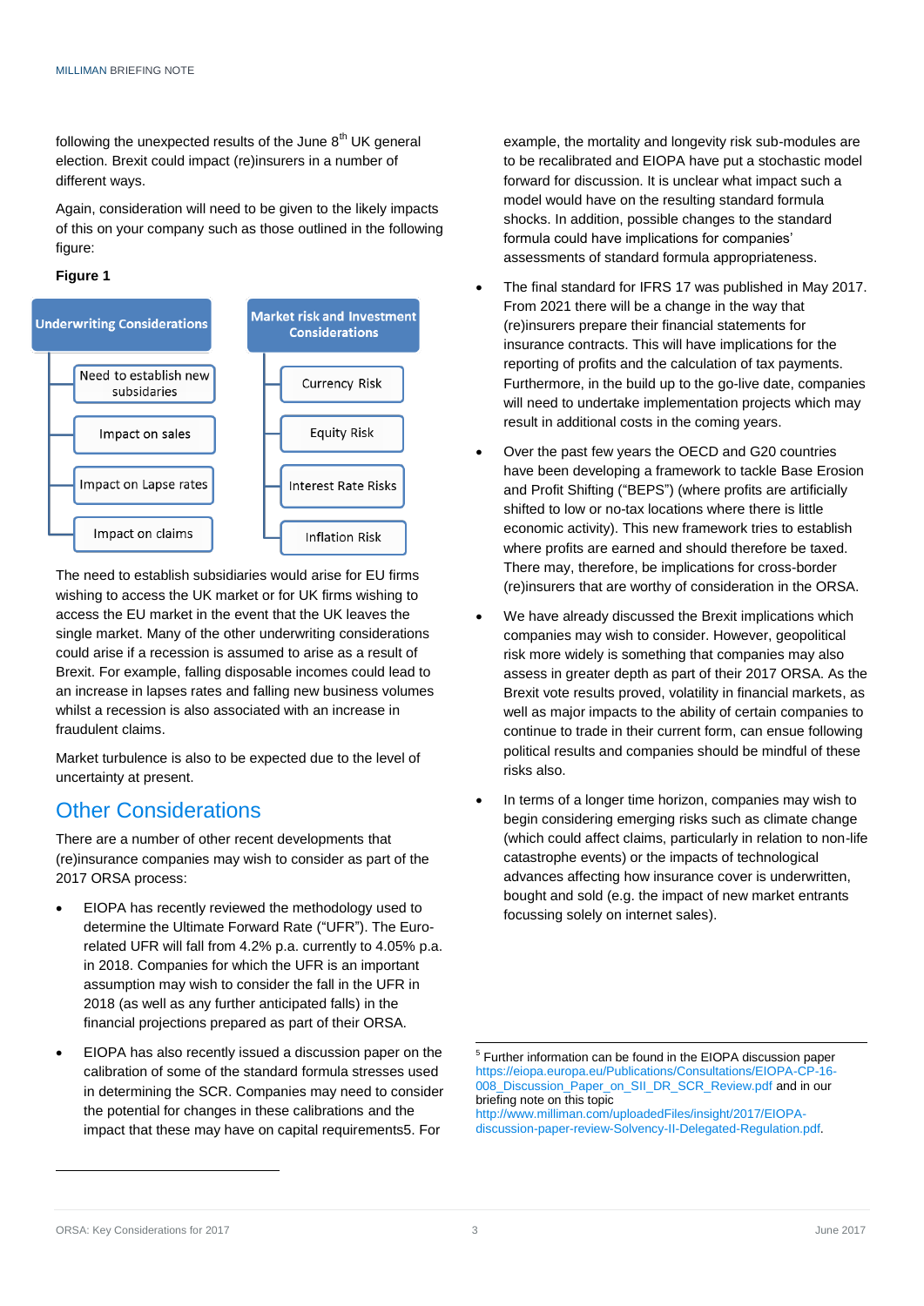following the unexpected results of the June 8th UK general election. Brexit could impact (re)insurers in a number of different ways.

Again, consideration will need to be given to the likely impacts of this on your company such as those outlined in the following figure:

**Figure 1**

| Underwriting Considerations | Market risk and Investment Considerations |
|---|---|
| Need to establish new subsidiaries | Currency Risk |
| Impact on sales | Equity Risk |
| Impact on Lapse rates | Interest Rate Risks |
| Impact on claims | Inflation Risk |

The need to establish subsidiaries would arise for EU firms wishing to access the UK market or for UK firms wishing to access the EU market in the event that the UK leaves the single market. Many of the other underwriting considerations could arise if a recession is assumed to arise as a result of Brexit. For example, falling disposable incomes could lead to an increase in lapses rates and falling new business volumes whilst a recession is also associated with an increase in fraudulent claims.

Market turbulence is also to be expected due to the level of uncertainty at present.

## Other Considerations

There are a number of other recent developments that (re)insurance companies may wish to consider as part of the 2017 ORSA process:

- EIOPA has recently reviewed the methodology used to determine the Ultimate Forward Rate ("UFR"). The Euro-related UFR will fall from 4.2% p.a. currently to 4.05% p.a. in 2018. Companies for which the UFR is an important assumption may wish to consider the fall in the UFR in 2018 (as well as any further anticipated falls) in the financial projections prepared as part of their ORSA.
- EIOPA has also recently issued a discussion paper on the calibration of some of the standard formula stresses used in determining the SCR. Companies may need to consider the potential for changes in these calibrations and the impact that these may have on capital requirements[5]. For example, the mortality and longevity risk sub-modules are to be recalibrated and EIOPA have put a stochastic model forward for discussion. It is unclear what impact such a model would have on the resulting standard formula shocks. In addition, possible changes to the standard formula could have implications for companies' assessments of standard formula appropriateness.
- The final standard for IFRS 17 was published in May 2017. From 2021 there will be a change in the way that (re)insurers prepare their financial statements for insurance contracts. This will have implications for the reporting of profits and the calculation of tax payments. Furthermore, in the build up to the go-live date, companies will need to undertake implementation projects which may result in additional costs in the coming years.
- Over the past few years the OECD and G20 countries have been developing a framework to tackle Base Erosion and Profit Shifting ("BEPS") (where profits are artificially shifted to low or no-tax locations where there is little economic activity). This new framework tries to establish where profits are earned and should therefore be taxed. There may, therefore, be implications for cross-border (re)insurers that are worthy of consideration in the ORSA.
- We have already discussed the Brexit implications which companies may wish to consider. However, geopolitical risk more widely is something that companies may also assess in greater depth as part of their 2017 ORSA. As the Brexit vote results proved, volatility in financial markets, as well as major impacts to the ability of certain companies to continue to trade in their current form, can ensue following political results and companies should be mindful of these risks also.
- In terms of a longer time horizon, companies may wish to begin considering emerging risks such as climate change (which could affect claims, particularly in relation to non-life catastrophe events) or the impacts of technological advances affecting how insurance cover is underwritten, bought and sold (e.g. the impact of new market entrants focussing solely on internet sales).

---

[5] Further information can be found in the EIOPA discussion paper https://eiopa.europa.eu/Publications/Consultations/EIOPA-CP-16-008_Discussion_Paper_on_SII_DR_SCR_Review.pdf and in our briefing note on this topic http://www.milliman.com/uploadedFiles/insight/2017/EIOPA-discussion-paper-review-Solvency-II-Delegated-Regulation.pdf.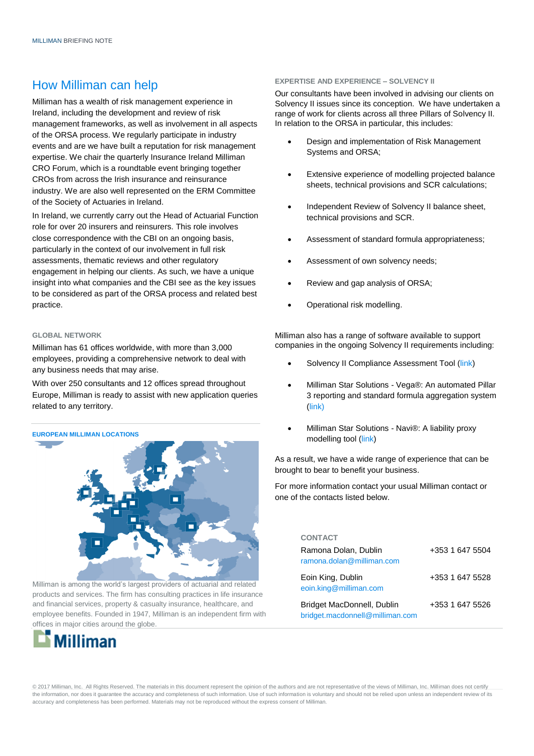## How Milliman can help

Milliman has a wealth of risk management experience in Ireland, including the development and review of risk management frameworks, as well as involvement in all aspects of the ORSA process. We regularly participate in industry events and are we have built a reputation for risk management expertise. We chair the quarterly Insurance Ireland Milliman CRO Forum, which is a roundtable event bringing together CROs from across the Irish insurance and reinsurance industry. We are also well represented on the ERM Committee of the Society of Actuaries in Ireland.

In Ireland, we currently carry out the Head of Actuarial Function role for over 20 insurers and reinsurers. This role involves close correspondence with the CBI on an ongoing basis, particularly in the context of our involvement in full risk assessments, thematic reviews and other regulatory engagement in helping our clients. As such, we have a unique insight into what companies and the CBI see as the key issues to be considered as part of the ORSA process and related best practice.

#### GLOBAL NETWORK

Milliman has 61 offices worldwide, with more than 3,000 employees, providing a comprehensive network to deal with any business needs that may arise.

With over 250 consultants and 12 offices spread throughout Europe, Milliman is ready to assist with new application queries related to any territory.

#### EUROPEAN MILLIMAN LOCATIONS

#### EXPERTISE AND EXPERIENCE – SOLVENCY II

Our consultants have been involved in advising our clients on Solvency II issues since its conception. We have undertaken a range of work for clients across all three Pillars of Solvency II. In relation to the ORSA in particular, this includes:

- Design and implementation of Risk Management Systems and ORSA;
- Extensive experience of modelling projected balance sheets, technical provisions and SCR calculations;
- Independent Review of Solvency II balance sheet, technical provisions and SCR.
- Assessment of standard formula appropriateness;
- Assessment of own solvency needs;
- Review and gap analysis of ORSA;
- Operational risk modelling.

Milliman also has a range of software available to support companies in the ongoing Solvency II requirements including:

- Solvency II Compliance Assessment Tool (link)
- Milliman Star Solutions - Vega®: An automated Pillar 3 reporting and standard formula aggregation system (link)
- Milliman Star Solutions - Navi®: A liability proxy modelling tool (link)

As a result, we have a wide range of experience that can be brought to bear to benefit your business.

For more information contact your usual Milliman contact or one of the contacts listed below.

#### CONTACT

| | |
|---|---|
| Ramona Dolan, Dublin<br>ramona.dolan@milliman.com | +353 1 647 5504 |
| Eoin King, Dublin<br>eoin.king@milliman.com | +353 1 647 5528 |
| Bridget MacDonnell, Dublin<br>bridget.macdonnell@milliman.com | +353 1 647 5526 |

Milliman is among the world's largest providers of actuarial and related products and services. The firm has consulting practices in life insurance and financial services, property & casualty insurance, healthcare, and employee benefits. Founded in 1947, Milliman is an independent firm with offices in major cities around the globe.

Milliman

© 2017 Milliman, Inc. All Rights Reserved. The materials in this document represent the opinion of the authors and are not representative of the views of Milliman, Inc. Milliman does not certify the information, nor does it guarantee the accuracy and completeness of such information. Use of such information is voluntary and should not be relied upon unless an independent review of its accuracy and completeness has been performed. Materials may not be reproduced without the express consent of Milliman.